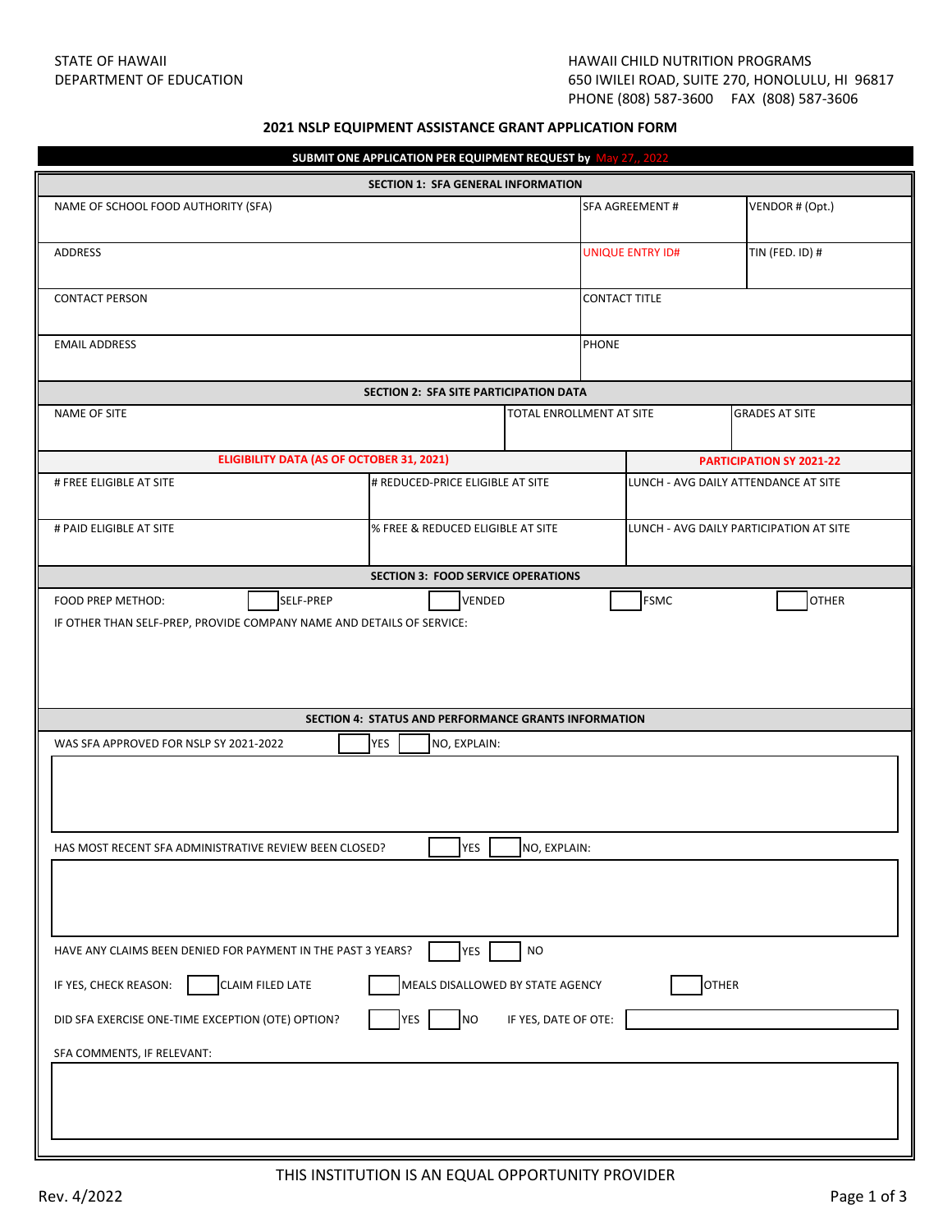STATE OF HAWAII
DEPARTMENT OF EDUCATION

HAWAII CHILD NUTRITION PROGRAMS
650 IWILEI ROAD, SUITE 270, HONOLULU, HI 96817
PHONE (808) 587-3600 FAX (808) 587-3606

# 2021 NSLP EQUIPMENT ASSISTANCE GRANT APPLICATION FORM

**SUBMIT ONE APPLICATION PER EQUIPMENT REQUEST by May 27,, 2022**

## SECTION 1: SFA GENERAL INFORMATION

| NAME OF SCHOOL FOOD AUTHORITY (SFA) | SFA AGREEMENT # | VENDOR # (Opt.) |
|---|---|---|
| ADDRESS | UNIQUE ENTRY ID# | TIN (FED. ID) # |
| CONTACT PERSON | CONTACT TITLE | |
| EMAIL ADDRESS | PHONE | |

## SECTION 2: SFA SITE PARTICIPATION DATA

| NAME OF SITE | TOTAL ENROLLMENT AT SITE | GRADES AT SITE |
|---|---|---|

| ELIGIBILITY DATA (AS OF OCTOBER 31, 2021) | | PARTICIPATION SY 2021-22 |
|---|---|---|
| # FREE ELIGIBLE AT SITE | # REDUCED-PRICE ELIGIBLE AT SITE | LUNCH - AVG DAILY ATTENDANCE AT SITE |
| # PAID ELIGIBLE AT SITE | % FREE & REDUCED ELIGIBLE AT SITE | LUNCH - AVG DAILY PARTICIPATION AT SITE |

## SECTION 3: FOOD SERVICE OPERATIONS

FOOD PREP METHOD: ☐ SELF-PREP ☐ VENDED ☐ FSMC ☐ OTHER

IF OTHER THAN SELF-PREP, PROVIDE COMPANY NAME AND DETAILS OF SERVICE:

## SECTION 4: STATUS AND PERFORMANCE GRANTS INFORMATION

WAS SFA APPROVED FOR NSLP SY 2021-2022 ☐ YES ☐ NO, EXPLAIN:

HAS MOST RECENT SFA ADMINISTRATIVE REVIEW BEEN CLOSED? ☐ YES ☐ NO, EXPLAIN:

HAVE ANY CLAIMS BEEN DENIED FOR PAYMENT IN THE PAST 3 YEARS? ☐ YES ☐ NO

IF YES, CHECK REASON: ☐ CLAIM FILED LATE ☐ MEALS DISALLOWED BY STATE AGENCY ☐ OTHER

DID SFA EXERCISE ONE-TIME EXCEPTION (OTE) OPTION? ☐ YES ☐ NO IF YES, DATE OF OTE:

SFA COMMENTS, IF RELEVANT:

THIS INSTITUTION IS AN EQUAL OPPORTUNITY PROVIDER

Rev. 4/2022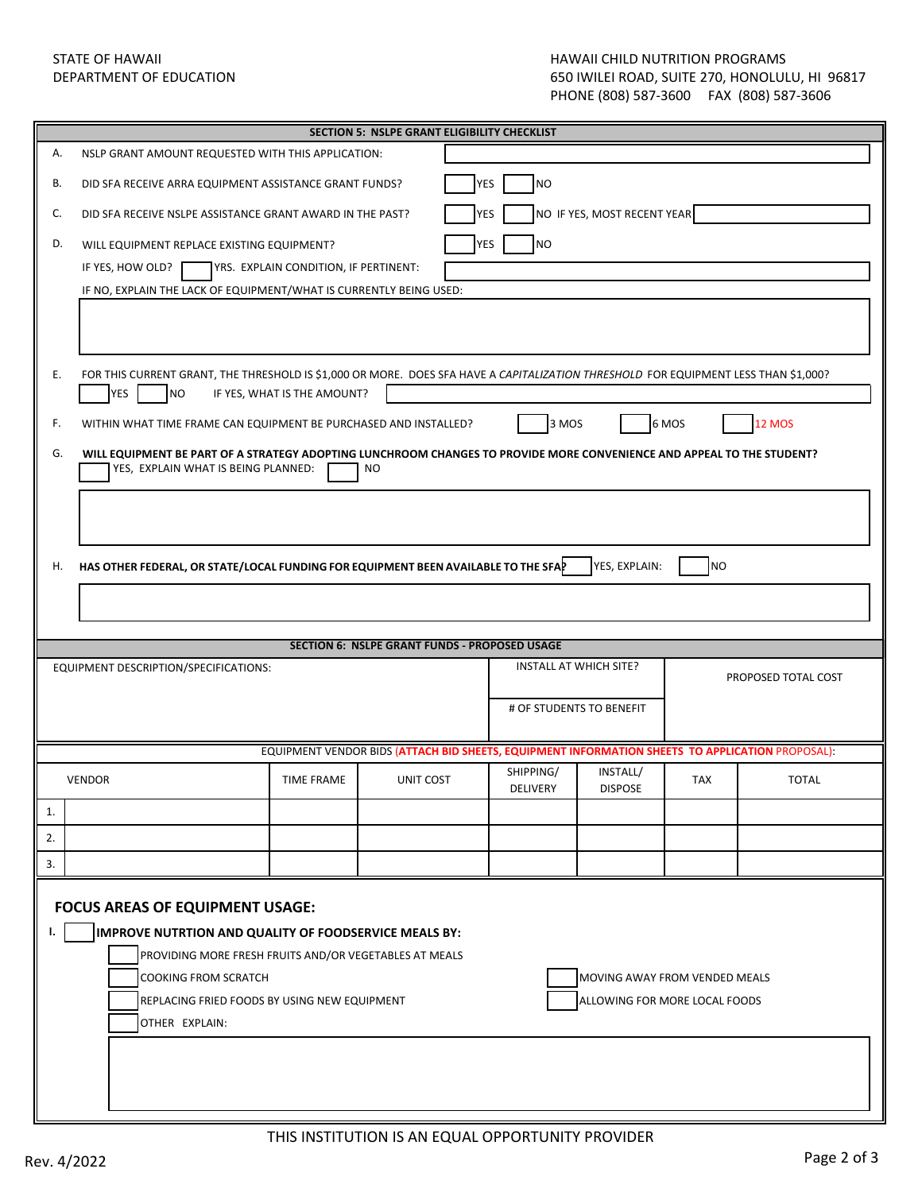STATE OF HAWAII
DEPARTMENT OF EDUCATION

HAWAII CHILD NUTRITION PROGRAMS
650 IWILEI ROAD, SUITE 270, HONOLULU, HI 96817
PHONE (808) 587-3600 FAX (808) 587-3606

## SECTION 5: NSLPE GRANT ELIGIBILITY CHECKLIST

A. NSLPE GRANT AMOUNT REQUESTED WITH THIS APPLICATION: ____________

B. DID SFA RECEIVE ARRA EQUIPMENT ASSISTANCE GRANT FUNDS? ☐ YES ☐ NO

C. DID SFA RECEIVE NSLPE ASSISTANCE GRANT AWARD IN THE PAST? ☐ YES ☐ NO IF YES, MOST RECENT YEAR ____________

D. WILL EQUIPMENT REPLACE EXISTING EQUIPMENT? ☐ YES ☐ NO

IF YES, HOW OLD? ____ YRS. EXPLAIN CONDITION, IF PERTINENT: ____________

IF NO, EXPLAIN THE LACK OF EQUIPMENT/WHAT IS CURRENTLY BEING USED:

____________

E. FOR THIS CURRENT GRANT, THE THRESHOLD IS $1,000 OR MORE. DOES SFA HAVE A *CAPITALIZATION THRESHOLD* FOR EQUIPMENT LESS THAN $1,000?

☐ YES ☐ NO IF YES, WHAT IS THE AMOUNT? ____________

F. WITHIN WHAT TIME FRAME CAN EQUIPMENT BE PURCHASED AND INSTALLED? ☐ 3 MOS ☐ 6 MOS ☐ 12 MOS

G. **WILL EQUIPMENT BE PART OF A STRATEGY ADOPTING LUNCHROOM CHANGES TO PROVIDE MORE CONVENIENCE AND APPEAL TO THE STUDENT?**

☐ YES, EXPLAIN WHAT IS BEING PLANNED: ☐ NO

____________

H. **HAS OTHER FEDERAL, OR STATE/LOCAL FUNDING FOR EQUIPMENT BEEN AVAILABLE TO THE SFA?** ☐ YES, EXPLAIN: ☐ NO

____________

## SECTION 6: NSLPE GRANT FUNDS - PROPOSED USAGE

| EQUIPMENT DESCRIPTION/SPECIFICATIONS: | INSTALL AT WHICH SITE? | PROPOSED TOTAL COST |
|---|---|---|
| | # OF STUDENTS TO BENEFIT | |

EQUIPMENT VENDOR BIDS (**ATTACH BID SHEETS, EQUIPMENT INFORMATION SHEETS TO APPLICATION** PROPOSAL):

| | VENDOR | TIME FRAME | UNIT COST | SHIPPING/ DELIVERY | INSTALL/ DISPOSE | TAX | TOTAL |
|---|---|---|---|---|---|---|---|
| 1. | | | | | | | |
| 2. | | | | | | | |
| 3. | | | | | | | |

### FOCUS AREAS OF EQUIPMENT USAGE:

I. ☐ **IMPROVE NUTRTION AND QUALITY OF FOODSERVICE MEALS BY:**

- ☐ PROVIDING MORE FRESH FRUITS AND/OR VEGETABLES AT MEALS
- ☐ COOKING FROM SCRATCH
- ☐ MOVING AWAY FROM VENDED MEALS
- ☐ REPLACING FRIED FOODS BY USING NEW EQUIPMENT
- ☐ ALLOWING FOR MORE LOCAL FOODS
- ☐ OTHER EXPLAIN:

____________

THIS INSTITUTION IS AN EQUAL OPPORTUNITY PROVIDER

Rev. 4/2022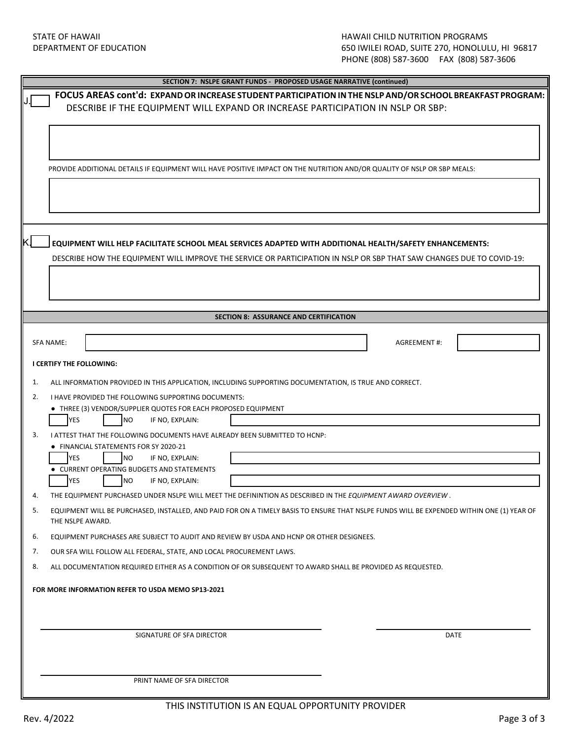STATE OF HAWAII
DEPARTMENT OF EDUCATION

HAWAII CHILD NUTRITION PROGRAMS
650 IWILEI ROAD, SUITE 270, HONOLULU, HI 96817
PHONE (808) 587-3600 FAX (808) 587-3606

## SECTION 7: NSLPE GRANT FUNDS - PROPOSED USAGE NARRATIVE (continued)

J. ☐ **FOCUS AREAS cont'd: EXPAND OR INCREASE STUDENT PARTICIPATION IN THE NSLP AND/OR SCHOOL BREAKFAST PROGRAM:**

DESCRIBE IF THE EQUIPMENT WILL EXPAND OR INCREASE PARTICIPATION IN NSLP OR SBP:

PROVIDE ADDITIONAL DETAILS IF EQUIPMENT WILL HAVE POSITIVE IMPACT ON THE NUTRITION AND/OR QUALITY OF NSLP OR SBP MEALS:

K. ☐ **EQUIPMENT WILL HELP FACILITATE SCHOOL MEAL SERVICES ADAPTED WITH ADDITIONAL HEALTH/SAFETY ENHANCEMENTS:**

DESCRIBE HOW THE EQUIPMENT WILL IMPROVE THE SERVICE OR PARTICIPATION IN NSLP OR SBP THAT SAW CHANGES DUE TO COVID-19:

## SECTION 8: ASSURANCE AND CERTIFICATION

SFA NAME: ____________________ AGREEMENT #: __________

**I CERTIFY THE FOLLOWING:**

1. ALL INFORMATION PROVIDED IN THIS APPLICATION, INCLUDING SUPPORTING DOCUMENTATION, IS TRUE AND CORRECT.
2. I HAVE PROVIDED THE FOLLOWING SUPPORTING DOCUMENTS:
   - THREE (3) VENDOR/SUPPLIER QUOTES FOR EACH PROPOSED EQUIPMENT

   ☐ YES ☐ NO IF NO, EXPLAIN: ____________________
3. I ATTEST THAT THE FOLLOWING DOCUMENTS HAVE ALREADY BEEN SUBMITTED TO HCNP:
   - FINANCIAL STATEMENTS FOR SY 2020-21

   ☐ YES ☐ NO IF NO, EXPLAIN: ____________________
   - CURRENT OPERATING BUDGETS AND STATEMENTS

   ☐ YES ☐ NO IF NO, EXPLAIN: ____________________
4. THE EQUIPMENT PURCHASED UNDER NSLPE WILL MEET THE DEFININTION AS DESCRIBED IN THE *EQUIPMENT AWARD OVERVIEW*.
5. EQUIPMENT WILL BE PURCHASED, INSTALLED, AND PAID FOR ON A TIMELY BASIS TO ENSURE THAT NSLPE FUNDS WILL BE EXPENDED WITHIN ONE (1) YEAR OF THE NSLPE AWARD.
6. EQUIPMENT PURCHASES ARE SUBJECT TO AUDIT AND REVIEW BY USDA AND HCNP OR OTHER DESIGNEES.
7. OUR SFA WILL FOLLOW ALL FEDERAL, STATE, AND LOCAL PROCUREMENT LAWS.
8. ALL DOCUMENTATION REQUIRED EITHER AS A CONDITION OF OR SUBSEQUENT TO AWARD SHALL BE PROVIDED AS REQUESTED.

**FOR MORE INFORMATION REFER TO USDA MEMO SP13-2021**

____________________________________ SIGNATURE OF SFA DIRECTOR

____________________ DATE

____________________________________ PRINT NAME OF SFA DIRECTOR

THIS INSTITUTION IS AN EQUAL OPPORTUNITY PROVIDER

Rev. 4/2022